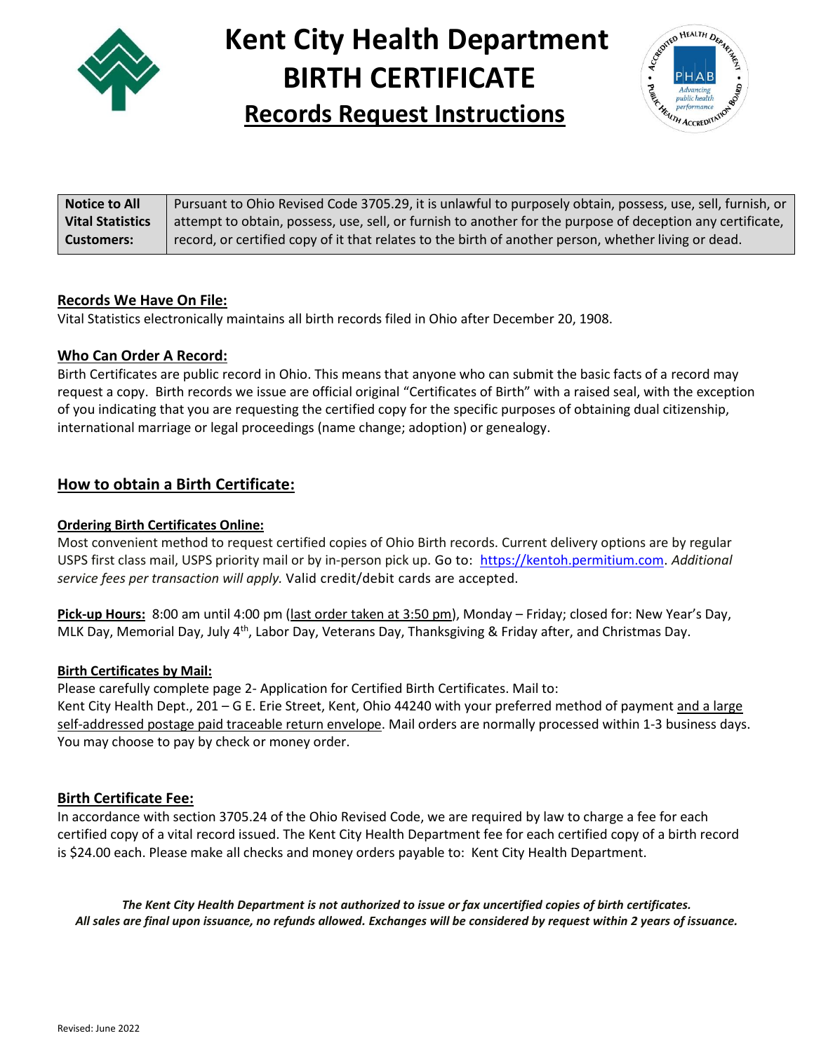# Kent City Health Department BIRTH CERTIFICATE

## Records Request Instructions

| **Notice to All Vital Statistics Customers:** | Pursuant to Ohio Revised Code 3705.29, it is unlawful to purposely obtain, possess, use, sell, furnish, or attempt to obtain, possess, use, sell, or furnish to another for the purpose of deception any certificate, record, or certified copy of it that relates to the birth of another person, whether living or dead. |
|---|---|

### Records We Have On File:

Vital Statistics electronically maintains all birth records filed in Ohio after December 20, 1908.

### Who Can Order A Record:

Birth Certificates are public record in Ohio. This means that anyone who can submit the basic facts of a record may request a copy. Birth records we issue are official original "Certificates of Birth" with a raised seal, with the exception of you indicating that you are requesting the certified copy for the specific purposes of obtaining dual citizenship, international marriage or legal proceedings (name change; adoption) or genealogy.

## How to obtain a Birth Certificate:

#### Ordering Birth Certificates Online:

Most convenient method to request certified copies of Ohio Birth records. Current delivery options are by regular USPS first class mail, USPS priority mail or by in-person pick up. Go to: https://kentoh.permitium.com. *Additional service fees per transaction will apply.* Valid credit/debit cards are accepted.

**Pick-up Hours:** 8:00 am until 4:00 pm (last order taken at 3:50 pm), Monday – Friday; closed for: New Year's Day, MLK Day, Memorial Day, July 4th, Labor Day, Veterans Day, Thanksgiving & Friday after, and Christmas Day.

#### Birth Certificates by Mail:

Please carefully complete page 2- Application for Certified Birth Certificates. Mail to:
Kent City Health Dept., 201 – G E. Erie Street, Kent, Ohio 44240 with your preferred method of payment and a large self-addressed postage paid traceable return envelope. Mail orders are normally processed within 1-3 business days. You may choose to pay by check or money order.

### Birth Certificate Fee:

In accordance with section 3705.24 of the Ohio Revised Code, we are required by law to charge a fee for each certified copy of a vital record issued. The Kent City Health Department fee for each certified copy of a birth record is $24.00 each. Please make all checks and money orders payable to: Kent City Health Department.

***The Kent City Health Department is not authorized to issue or fax uncertified copies of birth certificates. All sales are final upon issuance, no refunds allowed. Exchanges will be considered by request within 2 years of issuance.***

Revised: June 2022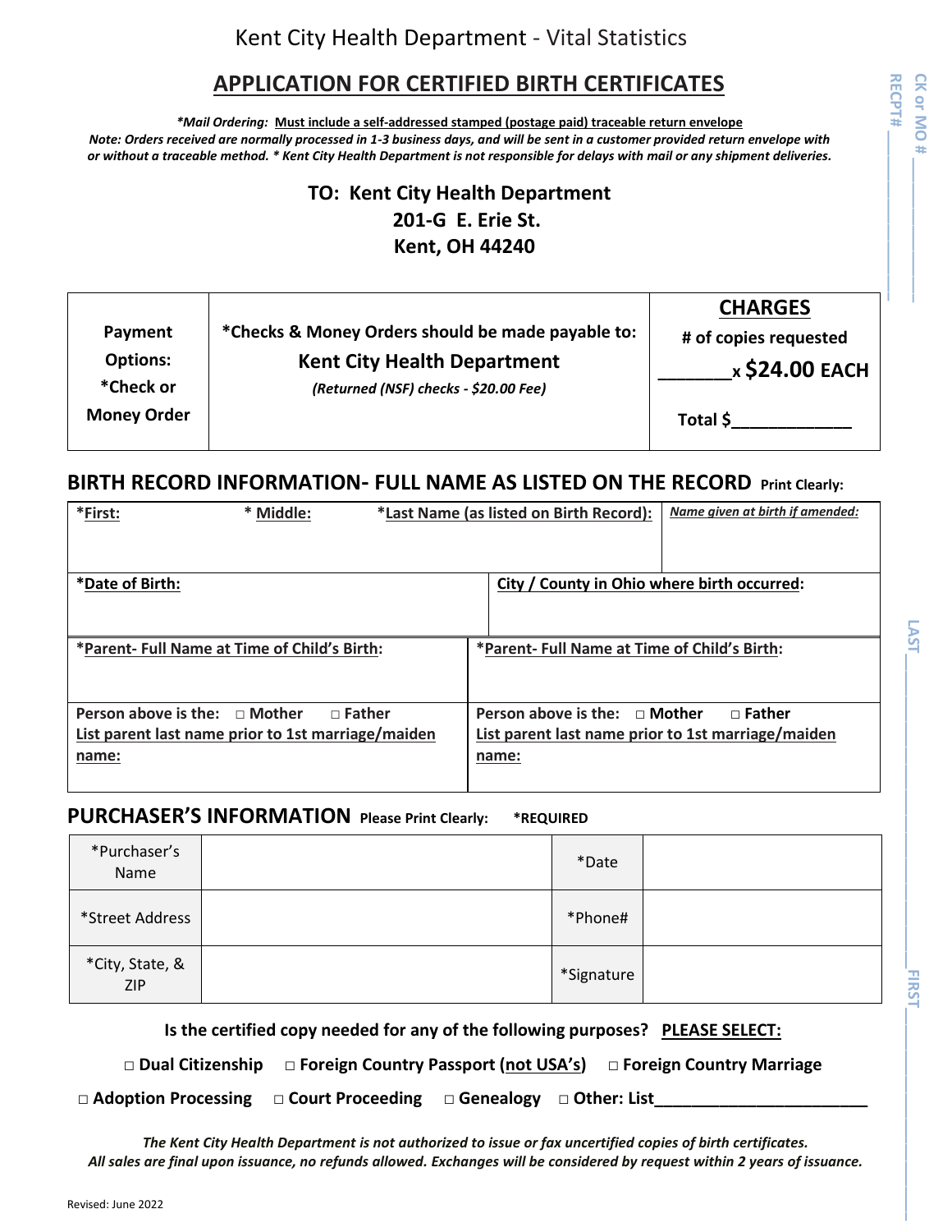Kent City Health Department - Vital Statistics

# APPLICATION FOR CERTIFIED BIRTH CERTIFICATES

***Mail Ordering:** **Must include a self-addressed stamped (postage paid) traceable return envelope***

***Note: Orders received are normally processed in 1-3 business days, and will be sent in a customer provided return envelope with or without a traceable method. * Kent City Health Department is not responsible for delays with mail or any shipment deliveries.***

**TO: Kent City Health Department**
**201-G E. Erie St.**
**Kent, OH 44240**

CK or MO # ____________
RECPT# ____________

| | | |
|---|---|---|
| **Payment Options: *Check or Money Order** | ***Checks & Money Orders should be made payable to:**<br>**Kent City Health Department**<br>*(Returned (NSF) checks - $20.00 Fee)* | **CHARGES**<br>**# of copies requested**<br>_______x **$24.00 EACH**<br>**Total $**____________ |

## BIRTH RECORD INFORMATION- FULL NAME AS LISTED ON THE RECORD Print Clearly:

| | | | |
|---|---|---|---|
| ***First:** | *** Middle:** | ***Last Name (as listed on Birth Record):** | ***Name given at birth if amended:*** |
| ***Date of Birth:** | | **City / County in Ohio where birth occurred:** | |
| ***Parent- Full Name at Time of Child's Birth:** | | ***Parent- Full Name at Time of Child's Birth:** | |
| **Person above is the: □ Mother □ Father**<br>**List parent last name prior to 1st marriage/maiden name:** | | **Person above is the: □ Mother □ Father**<br>**List parent last name prior to 1st marriage/maiden name:** | |

## PURCHASER'S INFORMATION Please Print Clearly: *REQUIRED

| | | | |
|---|---|---|---|
| *Purchaser's Name | | *Date | |
| *Street Address | | *Phone# | |
| *City, State, & ZIP | | *Signature | |

LAST ______________________ FIRST ______________________

**Is the certified copy needed for any of the following purposes? PLEASE SELECT:**

**□ Dual Citizenship □ Foreign Country Passport (not USA's) □ Foreign Country Marriage**

**□ Adoption Processing □ Court Proceeding □ Genealogy □ Other: List______________________**

*The Kent City Health Department is not authorized to issue or fax uncertified copies of birth certificates.*
*All sales are final upon issuance, no refunds allowed. Exchanges will be considered by request within 2 years of issuance.*

Revised: June 2022